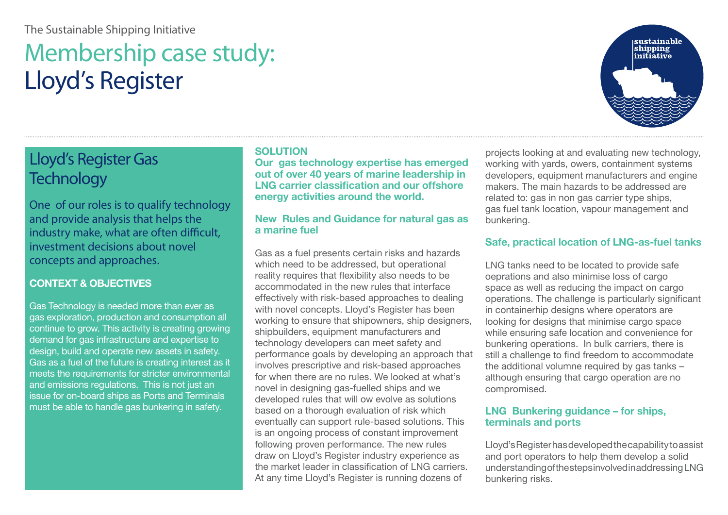The Sustainable Shipping Initiative

# Membership case study: Lloyd's Register

## Lloyd's Register Gas Technology

One of our roles is to qualify technology and provide analysis that helps the industry make, what are often difficult, investment decisions about novel concepts and approaches.

### CONTEXT & OBJECTIVES

Gas Technology is needed more than ever as gas exploration, production and consumption all continue to grow. This activity is creating growing demand for gas infrastructure and expertise to design, build and operate new assets in safety. Gas as a fuel of the future is creating interest as it meets the requirements for stricter environmental and emissions regulations. This is not just an issue for on-board ships as Ports and Terminals must be able to handle gas bunkering in safety.

### SOLUTION

**Our gas technology expertise has emerged out of over 40 years of marine leadership in LNG carrier classification and our offshore energy activities around the world.**

### New Rules and Guidance for natural gas as a marine fuel

Gas as a fuel presents certain risks and hazards which need to be addressed, but operational reality requires that flexibility also needs to be accommodated in the new rules that interface effectively with risk-based approaches to dealing with novel concepts. Lloyd's Register has been working to ensure that shipowners, ship designers, shipbuilders, equipment manufacturers and technology developers can meet safety and performance goals by developing an approach that involves prescriptive and risk-based approaches for when there are no rules. We looked at what's novel in designing gas-fuelled ships and we developed rules that will ow evolve as solutions based on a thorough evaluation of risk which eventually can support rule-based solutions. This is an ongoing process of constant improvement following proven performance. The new rules draw on Lloyd's Register industry experience as the market leader in classification of LNG carriers. At any time Lloyd's Register is running dozens of projects looking at and evaluating new technology, working with yards, owers, containment systems developers, equipment manufacturers and engine makers. The main hazards to be addressed are related to: gas in non gas carrier type ships, gas fuel tank location, vapour management and bunkering.

### Safe, practical location of LNG-as-fuel tanks

LNG tanks need to be located to provide safe oeprations and also minimise loss of cargo space as well as reducing the impact on cargo operations. The challenge is particularly significant in containerhip designs where operators are looking for designs that minimise cargo space while ensuring safe location and convenience for bunkering operations. In bulk carriers, there is still a challenge to find freedom to accommodate the additional volumne required by gas tanks – although ensuring that cargo operation are no compromised.

### LNG Bunkering guidance – for ships, terminals and ports

Lloyd's Register has developed the capability to assist and port operators to help them develop a solid understanding of the steps involved in addressing LNG bunkering risks.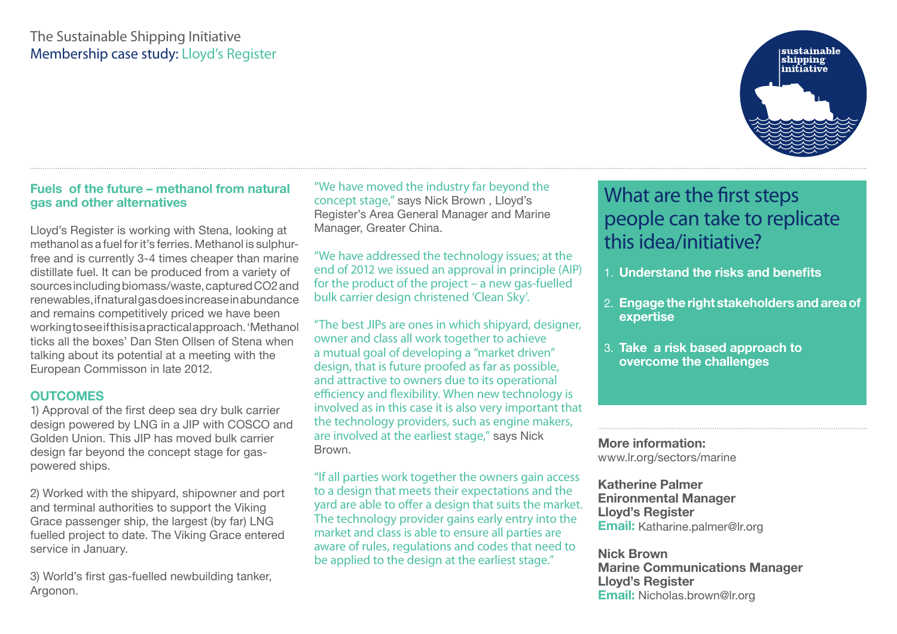The Sustainable Shipping Initiative
Membership case study: Lloyd's Register

sustainable shipping initiative

### Fuels of the future – methanol from natural gas and other alternatives

Lloyd's Register is working with Stena, looking at methanol as a fuel for it's ferries. Methanol is sulphur-free and is currently 3-4 times cheaper than marine distillate fuel. It can be produced from a variety of sources including biomass/waste, captured CO2 and renewables, if natural gas does increase in abundance and remains competitively priced we have been working to see if this is a practical approach. 'Methanol ticks all the boxes' Dan Sten Ollsen of Stena when talking about its potential at a meeting with the European Commisson in late 2012.

### OUTCOMES

1) Approval of the first deep sea dry bulk carrier design powered by LNG in a JIP with COSCO and Golden Union. This JIP has moved bulk carrier design far beyond the concept stage for gas-powered ships.

2) Worked with the shipyard, shipowner and port and terminal authorities to support the Viking Grace passenger ship, the largest (by far) LNG fuelled project to date. The Viking Grace entered service in January.

3) World's first gas-fuelled newbuilding tanker, Argonon.

"We have moved the industry far beyond the concept stage," says Nick Brown , Lloyd's Register's Area General Manager and Marine Manager, Greater China.

"We have addressed the technology issues; at the end of 2012 we issued an approval in principle (AIP) for the product of the project – a new gas-fuelled bulk carrier design christened 'Clean Sky'.

"The best JIPs are ones in which shipyard, designer, owner and class all work together to achieve a mutual goal of developing a "market driven" design, that is future proofed as far as possible, and attractive to owners due to its operational efficiency and flexibility. When new technology is involved as in this case it is also very important that the technology providers, such as engine makers, are involved at the earliest stage," says Nick Brown.

"If all parties work together the owners gain access to a design that meets their expectations and the yard are able to offer a design that suits the market. The technology provider gains early entry into the market and class is able to ensure all parties are aware of rules, regulations and codes that need to be applied to the design at the earliest stage."

## What are the first steps people can take to replicate this idea/initiative?

1. **Understand the risks and benefits**
2. **Engage the right stakeholders and area of expertise**
3. **Take a risk based approach to overcome the challenges**

**More information:**
www.lr.org/sectors/marine

**Katherine Palmer**
**Enironmental Manager**
**Lloyd's Register**
**Email:** Katharine.palmer@lr.org

**Nick Brown**
**Marine Communications Manager**
**Lloyd's Register**
**Email:** Nicholas.brown@lr.org